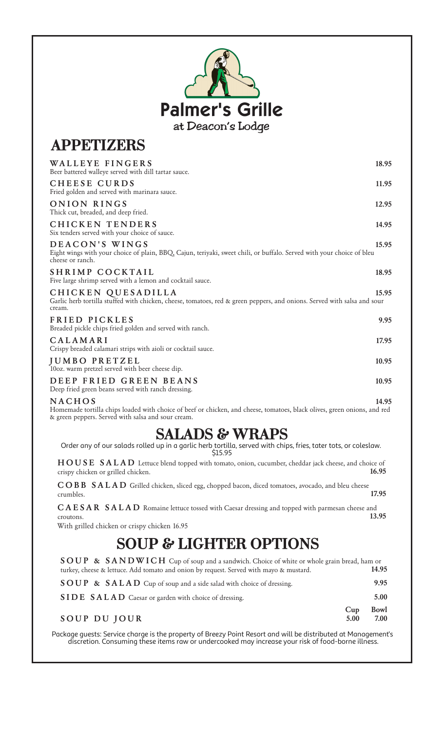# Palmer's Grille

at Deacon's Lodge

## APPETIZERS

**WALLEYE FINGERS** 18.95
Beer battered walleye served with dill tartar sauce.

**CHEESE CURDS** 11.95
Fried golden and served with marinara sauce.

**ONION RINGS** 12.95
Thick cut, breaded, and deep fried.

**CHICKEN TENDERS** 14.95
Six tenders served with your choice of sauce.

**DEACON'S WINGS** 15.95
Eight wings with your choice of plain, BBQ, Cajun, teriyaki, sweet chili, or buffalo. Served with your choice of bleu cheese or ranch.

**SHRIMP COCKTAIL** 18.95
Five large shrimp served with a lemon and cocktail sauce.

**CHICKEN QUESADILLA** 15.95
Garlic herb tortilla stuffed with chicken, cheese, tomatoes, red & green peppers, and onions. Served with salsa and sour cream.

**FRIED PICKLES** 9.95
Breaded pickle chips fried golden and served with ranch.

**CALAMARI** 17.95
Crispy breaded calamari strips with aioli or cocktail sauce.

**JUMBO PRETZEL** 10.95
10oz. warm pretzel served with beer cheese dip.

**DEEP FRIED GREEN BEANS** 10.95
Deep fried green beans served with ranch dressing.

**NACHOS** 14.95
Homemade tortilla chips loaded with choice of beef or chicken, and cheese, tomatoes, black olives, green onions, and red & green peppers. Served with salsa and sour cream.

## SALADS & WRAPS

Order any of our salads rolled up in a garlic herb tortilla, served with chips, fries, tater tots, or coleslaw. $15.95

**HOUSE SALAD** Lettuce blend topped with tomato, onion, cucumber, cheddar jack cheese, and choice of crispy chicken or grilled chicken. 16.95

**COBB SALAD** Grilled chicken, sliced egg, chopped bacon, diced tomatoes, avocado, and bleu cheese crumbles. 17.95

**CAESAR SALAD** Romaine lettuce tossed with Caesar dressing and topped with parmesan cheese and croutons. 13.95
With grilled chicken or crispy chicken 16.95

## SOUP & LIGHTER OPTIONS

**SOUP & SANDWICH** Cup of soup and a sandwich. Choice of white or whole grain bread, ham or turkey, cheese & lettuce. Add tomato and onion by request. Served with mayo & mustard. 14.95

**SOUP & SALAD** Cup of soup and a side salad with choice of dressing. 9.95

**SIDE SALAD** Caesar or garden with choice of dressing. 5.00

**SOUP DU JOUR** Cup 5.00 Bowl 7.00

Package guests: Service charge is the property of Breezy Point Resort and will be distributed at Management's discretion. Consuming these items raw or undercooked may increase your risk of food-borne illness.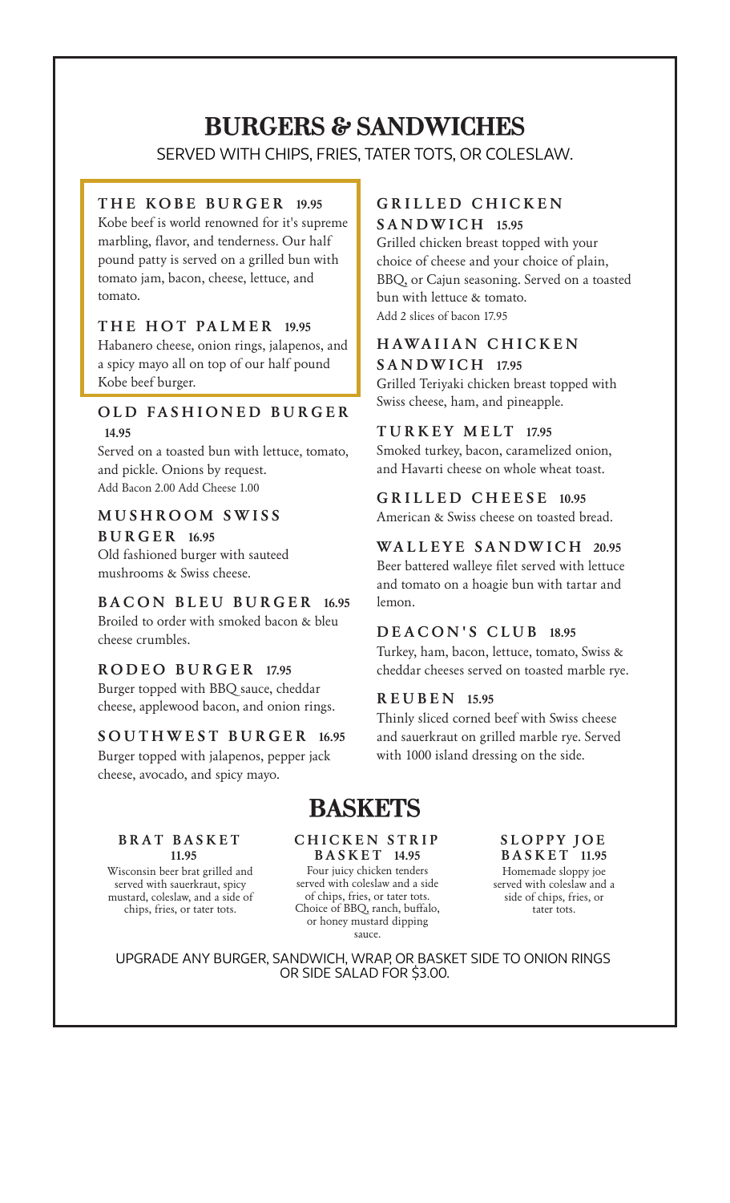# BURGERS & SANDWICHES

SERVED WITH CHIPS, FRIES, TATER TOTS, OR COLESLAW.

### THE KOBE BURGER 19.95

Kobe beef is world renowned for it's supreme marbling, flavor, and tenderness. Our half pound patty is served on a grilled bun with tomato jam, bacon, cheese, lettuce, and tomato.

### THE HOT PALMER 19.95

Habanero cheese, onion rings, jalapenos, and a spicy mayo all on top of our half pound Kobe beef burger.

### OLD FASHIONED BURGER 14.95

Served on a toasted bun with lettuce, tomato, and pickle. Onions by request.
Add Bacon 2.00 Add Cheese 1.00

### MUSHROOM SWISS BURGER 16.95

Old fashioned burger with sauteed mushrooms & Swiss cheese.

### BACON BLEU BURGER 16.95

Broiled to order with smoked bacon & bleu cheese crumbles.

### RODEO BURGER 17.95

Burger topped with BBQ sauce, cheddar cheese, applewood bacon, and onion rings.

### SOUTHWEST BURGER 16.95

Burger topped with jalapenos, pepper jack cheese, avocado, and spicy mayo.

### GRILLED CHICKEN SANDWICH 15.95

Grilled chicken breast topped with your choice of cheese and your choice of plain, BBQ, or Cajun seasoning. Served on a toasted bun with lettuce & tomato.
Add 2 slices of bacon 17.95

### HAWAIIAN CHICKEN SANDWICH 17.95

Grilled Teriyaki chicken breast topped with Swiss cheese, ham, and pineapple.

### TURKEY MELT 17.95

Smoked turkey, bacon, caramelized onion, and Havarti cheese on whole wheat toast.

### GRILLED CHEESE 10.95

American & Swiss cheese on toasted bread.

### WALLEYE SANDWICH 20.95

Beer battered walleye filet served with lettuce and tomato on a hoagie bun with tartar and lemon.

### DEACON'S CLUB 18.95

Turkey, ham, bacon, lettuce, tomato, Swiss & cheddar cheeses served on toasted marble rye.

### REUBEN 15.95

Thinly sliced corned beef with Swiss cheese and sauerkraut on grilled marble rye. Served with 1000 island dressing on the side.

# BASKETS

### BRAT BASKET 11.95

Wisconsin beer brat grilled and served with sauerkraut, spicy mustard, coleslaw, and a side of chips, fries, or tater tots.

### CHICKEN STRIP BASKET 14.95

Four juicy chicken tenders served with coleslaw and a side of chips, fries, or tater tots. Choice of BBQ, ranch, buffalo, or honey mustard dipping sauce.

### SLOPPY JOE BASKET 11.95

Homemade sloppy joe served with coleslaw and a side of chips, fries, or tater tots.

UPGRADE ANY BURGER, SANDWICH, WRAP, OR BASKET SIDE TO ONION RINGS OR SIDE SALAD FOR $3.00.